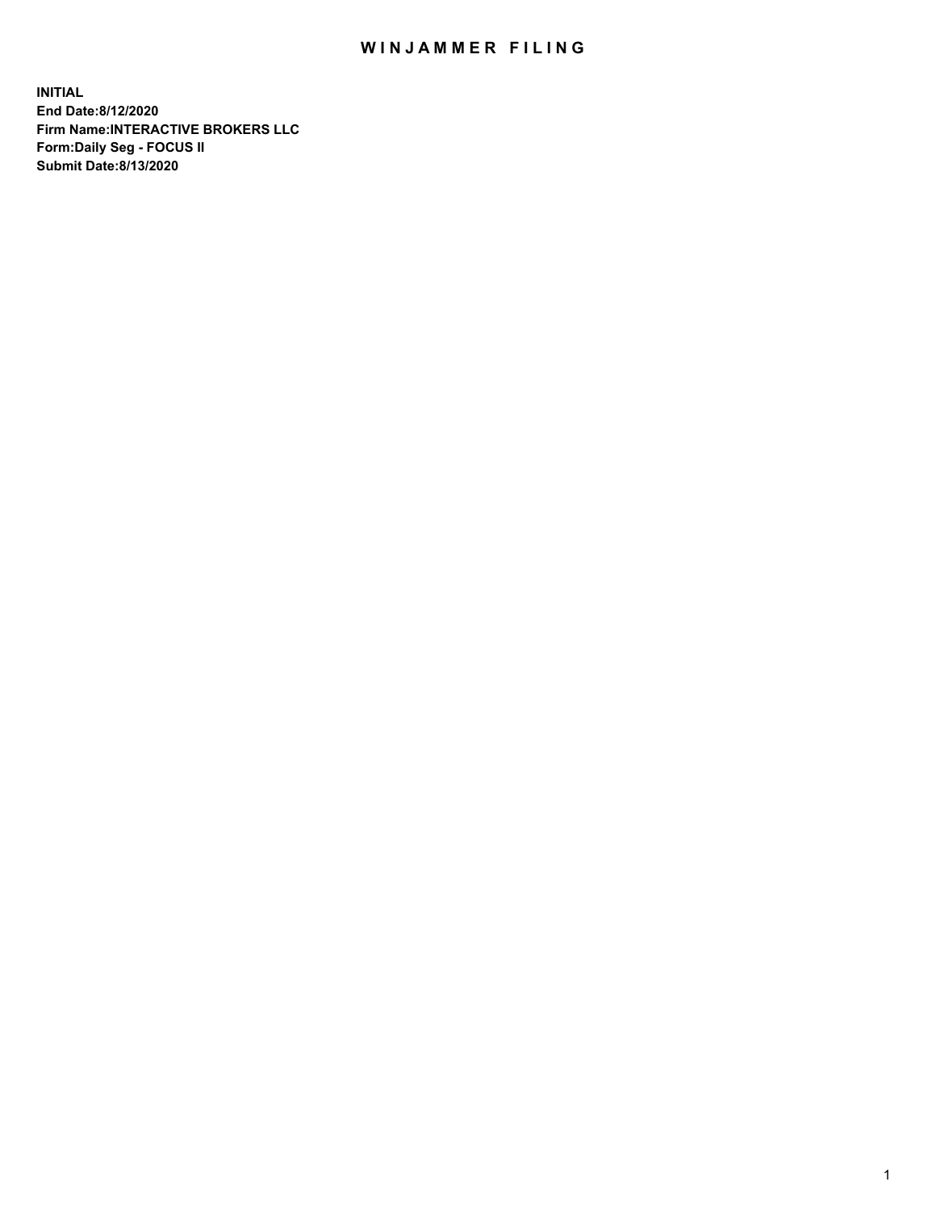# WINJAMMER FILING

**INITIAL**
**End Date:8/12/2020**
**Firm Name:INTERACTIVE BROKERS LLC**
**Form:Daily Seg - FOCUS II**
**Submit Date:8/13/2020**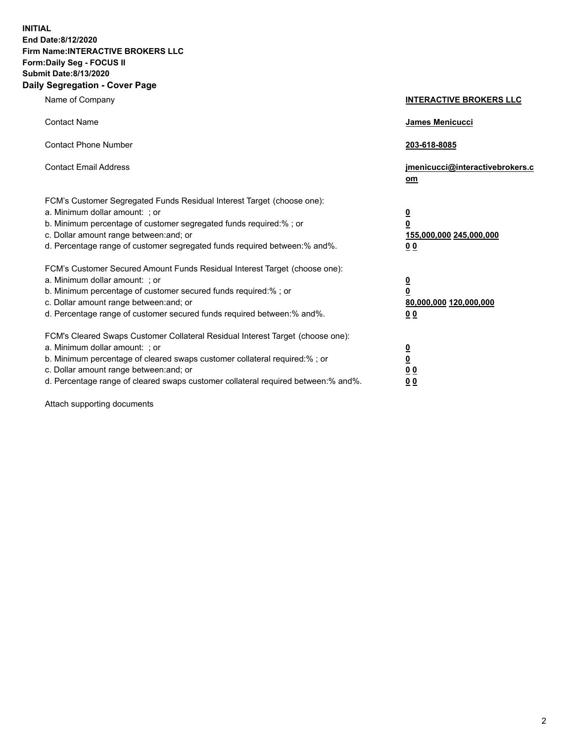**INITIAL**
**End Date:8/12/2020**
**Firm Name:INTERACTIVE BROKERS LLC**
**Form:Daily Seg - FOCUS II**
**Submit Date:8/13/2020**
**Daily Segregation - Cover Page**

| | |
|---|---|
| Name of Company | **INTERACTIVE BROKERS LLC** |
| Contact Name | **James Menicucci** |
| Contact Phone Number | **203-618-8085** |
| Contact Email Address | **jmenicucci@interactivebrokers.com** |
| FCM's Customer Segregated Funds Residual Interest Target (choose one): | |
| a. Minimum dollar amount: ; or | **0** |
| b. Minimum percentage of customer segregated funds required:% ; or | **0** |
| c. Dollar amount range between:and; or | **155,000,000 245,000,000** |
| d. Percentage range of customer segregated funds required between:% and%. | **0 0** |
| FCM's Customer Secured Amount Funds Residual Interest Target (choose one): | |
| a. Minimum dollar amount: ; or | **0** |
| b. Minimum percentage of customer secured funds required:% ; or | **0** |
| c. Dollar amount range between:and; or | **80,000,000 120,000,000** |
| d. Percentage range of customer secured funds required between:% and%. | **0 0** |
| FCM's Cleared Swaps Customer Collateral Residual Interest Target (choose one): | |
| a. Minimum dollar amount: ; or | **0** |
| b. Minimum percentage of cleared swaps customer collateral required:% ; or | **0** |
| c. Dollar amount range between:and; or | **0 0** |
| d. Percentage range of cleared swaps customer collateral required between:% and%. | **0 0** |

Attach supporting documents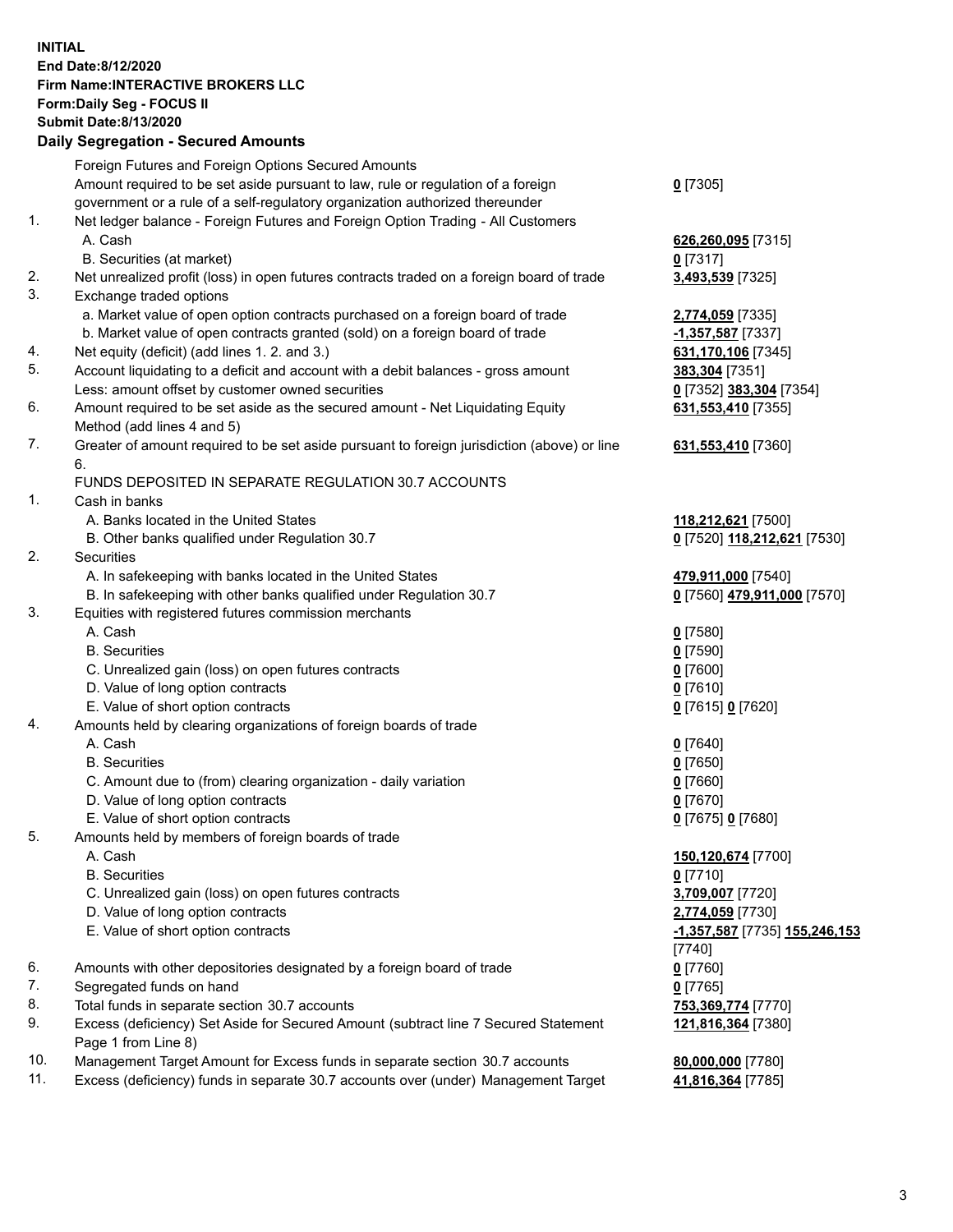**INITIAL**
**End Date:8/12/2020**
**Firm Name:INTERACTIVE BROKERS LLC**
**Form:Daily Seg - FOCUS II**
**Submit Date:8/13/2020**

### Daily Segregation - Secured Amounts

| | | |
|---|---|---|
| | Foreign Futures and Foreign Options Secured Amounts | |
| | Amount required to be set aside pursuant to law, rule or regulation of a foreign government or a rule of a self-regulatory organization authorized thereunder | **0** [7305] |
| 1. | Net ledger balance - Foreign Futures and Foreign Option Trading - All Customers | |
| | A. Cash | **626,260,095** [7315] |
| | B. Securities (at market) | **0** [7317] |
| 2. | Net unrealized profit (loss) in open futures contracts traded on a foreign board of trade | **3,493,539** [7325] |
| 3. | Exchange traded options | |
| | a. Market value of open option contracts purchased on a foreign board of trade | **2,774,059** [7335] |
| | b. Market value of open contracts granted (sold) on a foreign board of trade | **-1,357,587** [7337] |
| 4. | Net equity (deficit) (add lines 1. 2. and 3.) | **631,170,106** [7345] |
| 5. | Account liquidating to a deficit and account with a debit balances - gross amount | **383,304** [7351] |
| | Less: amount offset by customer owned securities | **0** [7352] **383,304** [7354] |
| 6. | Amount required to be set aside as the secured amount - Net Liquidating Equity Method (add lines 4 and 5) | **631,553,410** [7355] |
| 7. | Greater of amount required to be set aside pursuant to foreign jurisdiction (above) or line 6. | **631,553,410** [7360] |
| | FUNDS DEPOSITED IN SEPARATE REGULATION 30.7 ACCOUNTS | |
| 1. | Cash in banks | |
| | A. Banks located in the United States | **118,212,621** [7500] |
| | B. Other banks qualified under Regulation 30.7 | **0** [7520] **118,212,621** [7530] |
| 2. | Securities | |
| | A. In safekeeping with banks located in the United States | **479,911,000** [7540] |
| | B. In safekeeping with other banks qualified under Regulation 30.7 | **0** [7560] **479,911,000** [7570] |
| 3. | Equities with registered futures commission merchants | |
| | A. Cash | **0** [7580] |
| | B. Securities | **0** [7590] |
| | C. Unrealized gain (loss) on open futures contracts | **0** [7600] |
| | D. Value of long option contracts | **0** [7610] |
| | E. Value of short option contracts | **0** [7615] **0** [7620] |
| 4. | Amounts held by clearing organizations of foreign boards of trade | |
| | A. Cash | **0** [7640] |
| | B. Securities | **0** [7650] |
| | C. Amount due to (from) clearing organization - daily variation | **0** [7660] |
| | D. Value of long option contracts | **0** [7670] |
| | E. Value of short option contracts | **0** [7675] **0** [7680] |
| 5. | Amounts held by members of foreign boards of trade | |
| | A. Cash | **150,120,674** [7700] |
| | B. Securities | **0** [7710] |
| | C. Unrealized gain (loss) on open futures contracts | **3,709,007** [7720] |
| | D. Value of long option contracts | **2,774,059** [7730] |
| | E. Value of short option contracts | **-1,357,587** [7735] **155,246,153** [7740] |
| 6. | Amounts with other depositories designated by a foreign board of trade | **0** [7760] |
| 7. | Segregated funds on hand | **0** [7765] |
| 8. | Total funds in separate section 30.7 accounts | **753,369,774** [7770] |
| 9. | Excess (deficiency) Set Aside for Secured Amount (subtract line 7 Secured Statement Page 1 from Line 8) | **121,816,364** [7380] |
| 10. | Management Target Amount for Excess funds in separate section 30.7 accounts | **80,000,000** [7780] |
| 11. | Excess (deficiency) funds in separate 30.7 accounts over (under) Management Target | **41,816,364** [7785] |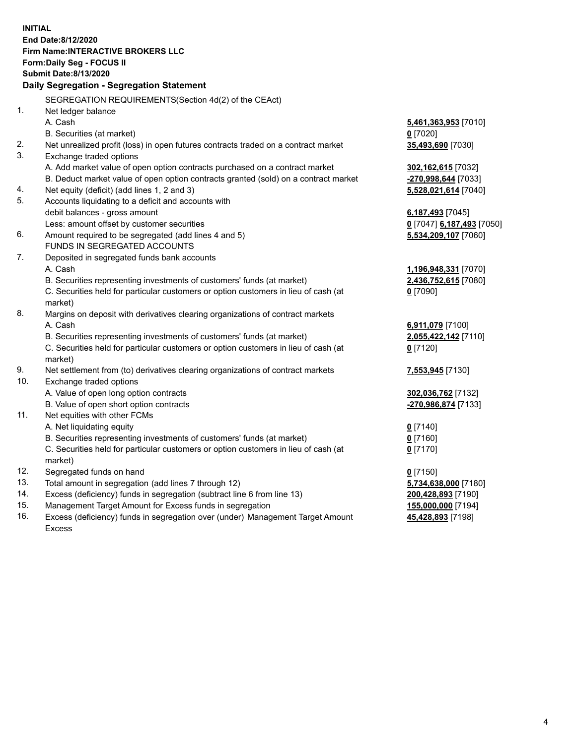**INITIAL**
**End Date:8/12/2020**
**Firm Name:INTERACTIVE BROKERS LLC**
**Form:Daily Seg - FOCUS II**
**Submit Date:8/13/2020**

## Daily Segregation - Segregation Statement

SEGREGATION REQUIREMENTS(Section 4d(2) of the CEAct)

| | | |
|---|---|---|
| 1. | Net ledger balance | |
| | A. Cash | **5,461,363,953** [7010] |
| | B. Securities (at market) | **0** [7020] |
| 2. | Net unrealized profit (loss) in open futures contracts traded on a contract market | **35,493,690** [7030] |
| 3. | Exchange traded options | |
| | A. Add market value of open option contracts purchased on a contract market | **302,162,615** [7032] |
| | B. Deduct market value of open option contracts granted (sold) on a contract market | **-270,998,644** [7033] |
| 4. | Net equity (deficit) (add lines 1, 2 and 3) | **5,528,021,614** [7040] |
| 5. | Accounts liquidating to a deficit and accounts with debit balances - gross amount | **6,187,493** [7045] |
| | Less: amount offset by customer securities | **0** [7047] **6,187,493** [7050] |
| 6. | Amount required to be segregated (add lines 4 and 5) | **5,534,209,107** [7060] |
| | FUNDS IN SEGREGATED ACCOUNTS | |
| 7. | Deposited in segregated funds bank accounts | |
| | A. Cash | **1,196,948,331** [7070] |
| | B. Securities representing investments of customers' funds (at market) | **2,436,752,615** [7080] |
| | C. Securities held for particular customers or option customers in lieu of cash (at market) | **0** [7090] |
| 8. | Margins on deposit with derivatives clearing organizations of contract markets | |
| | A. Cash | **6,911,079** [7100] |
| | B. Securities representing investments of customers' funds (at market) | **2,055,422,142** [7110] |
| | C. Securities held for particular customers or option customers in lieu of cash (at market) | **0** [7120] |
| 9. | Net settlement from (to) derivatives clearing organizations of contract markets | **7,553,945** [7130] |
| 10. | Exchange traded options | |
| | A. Value of open long option contracts | **302,036,762** [7132] |
| | B. Value of open short option contracts | **-270,986,874** [7133] |
| 11. | Net equities with other FCMs | |
| | A. Net liquidating equity | **0** [7140] |
| | B. Securities representing investments of customers' funds (at market) | **0** [7160] |
| | C. Securities held for particular customers or option customers in lieu of cash (at market) | **0** [7170] |
| 12. | Segregated funds on hand | **0** [7150] |
| 13. | Total amount in segregation (add lines 7 through 12) | **5,734,638,000** [7180] |
| 14. | Excess (deficiency) funds in segregation (subtract line 6 from line 13) | **200,428,893** [7190] |
| 15. | Management Target Amount for Excess funds in segregation | **155,000,000** [7194] |
| 16. | Excess (deficiency) funds in segregation over (under) Management Target Amount Excess | **45,428,893** [7198] |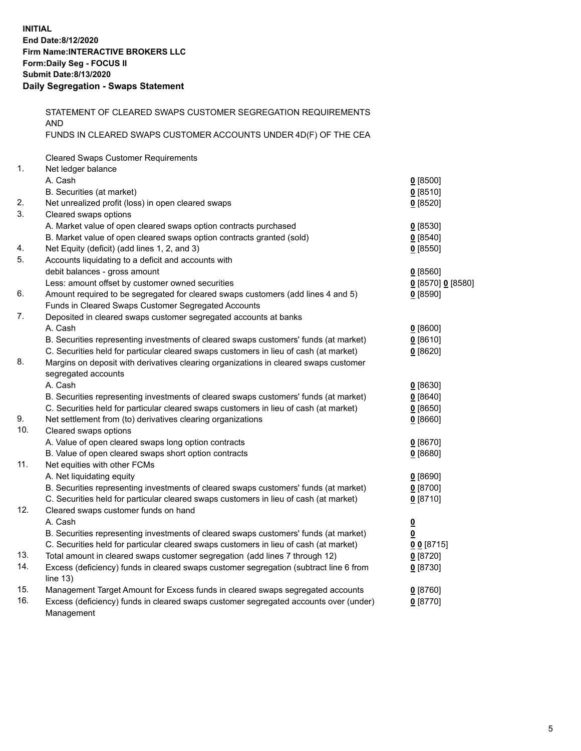**INITIAL**
**End Date:8/12/2020**
**Firm Name:INTERACTIVE BROKERS LLC**
**Form:Daily Seg - FOCUS II**
**Submit Date:8/13/2020**
**Daily Segregation - Swaps Statement**

STATEMENT OF CLEARED SWAPS CUSTOMER SEGREGATION REQUIREMENTS AND FUNDS IN CLEARED SWAPS CUSTOMER ACCOUNTS UNDER 4D(F) OF THE CEA

| | | |
|---|---|---|
| | Cleared Swaps Customer Requirements | |
| 1. | Net ledger balance | |
| | A. Cash | 0 [8500] |
| | B. Securities (at market) | 0 [8510] |
| 2. | Net unrealized profit (loss) in open cleared swaps | 0 [8520] |
| 3. | Cleared swaps options | |
| | A. Market value of open cleared swaps option contracts purchased | 0 [8530] |
| | B. Market value of open cleared swaps option contracts granted (sold) | 0 [8540] |
| 4. | Net Equity (deficit) (add lines 1, 2, and 3) | 0 [8550] |
| 5. | Accounts liquidating to a deficit and accounts with debit balances - gross amount | 0 [8560] |
| | Less: amount offset by customer owned securities | 0 [8570] 0 [8580] |
| 6. | Amount required to be segregated for cleared swaps customers (add lines 4 and 5) | 0 [8590] |
| | Funds in Cleared Swaps Customer Segregated Accounts | |
| 7. | Deposited in cleared swaps customer segregated accounts at banks | |
| | A. Cash | 0 [8600] |
| | B. Securities representing investments of cleared swaps customers' funds (at market) | 0 [8610] |
| | C. Securities held for particular cleared swaps customers in lieu of cash (at market) | 0 [8620] |
| 8. | Margins on deposit with derivatives clearing organizations in cleared swaps customer segregated accounts | |
| | A. Cash | 0 [8630] |
| | B. Securities representing investments of cleared swaps customers' funds (at market) | 0 [8640] |
| | C. Securities held for particular cleared swaps customers in lieu of cash (at market) | 0 [8650] |
| 9. | Net settlement from (to) derivatives clearing organizations | 0 [8660] |
| 10. | Cleared swaps options | |
| | A. Value of open cleared swaps long option contracts | 0 [8670] |
| | B. Value of open cleared swaps short option contracts | 0 [8680] |
| 11. | Net equities with other FCMs | |
| | A. Net liquidating equity | 0 [8690] |
| | B. Securities representing investments of cleared swaps customers' funds (at market) | 0 [8700] |
| | C. Securities held for particular cleared swaps customers in lieu of cash (at market) | 0 [8710] |
| 12. | Cleared swaps customer funds on hand | |
| | A. Cash | 0 |
| | B. Securities representing investments of cleared swaps customers' funds (at market) | 0 |
| | C. Securities held for particular cleared swaps customers in lieu of cash (at market) | 0 0 [8715] |
| 13. | Total amount in cleared swaps customer segregation (add lines 7 through 12) | 0 [8720] |
| 14. | Excess (deficiency) funds in cleared swaps customer segregation (subtract line 6 from line 13) | 0 [8730] |
| 15. | Management Target Amount for Excess funds in cleared swaps segregated accounts | 0 [8760] |
| 16. | Excess (deficiency) funds in cleared swaps customer segregated accounts over (under) Management | 0 [8770] |